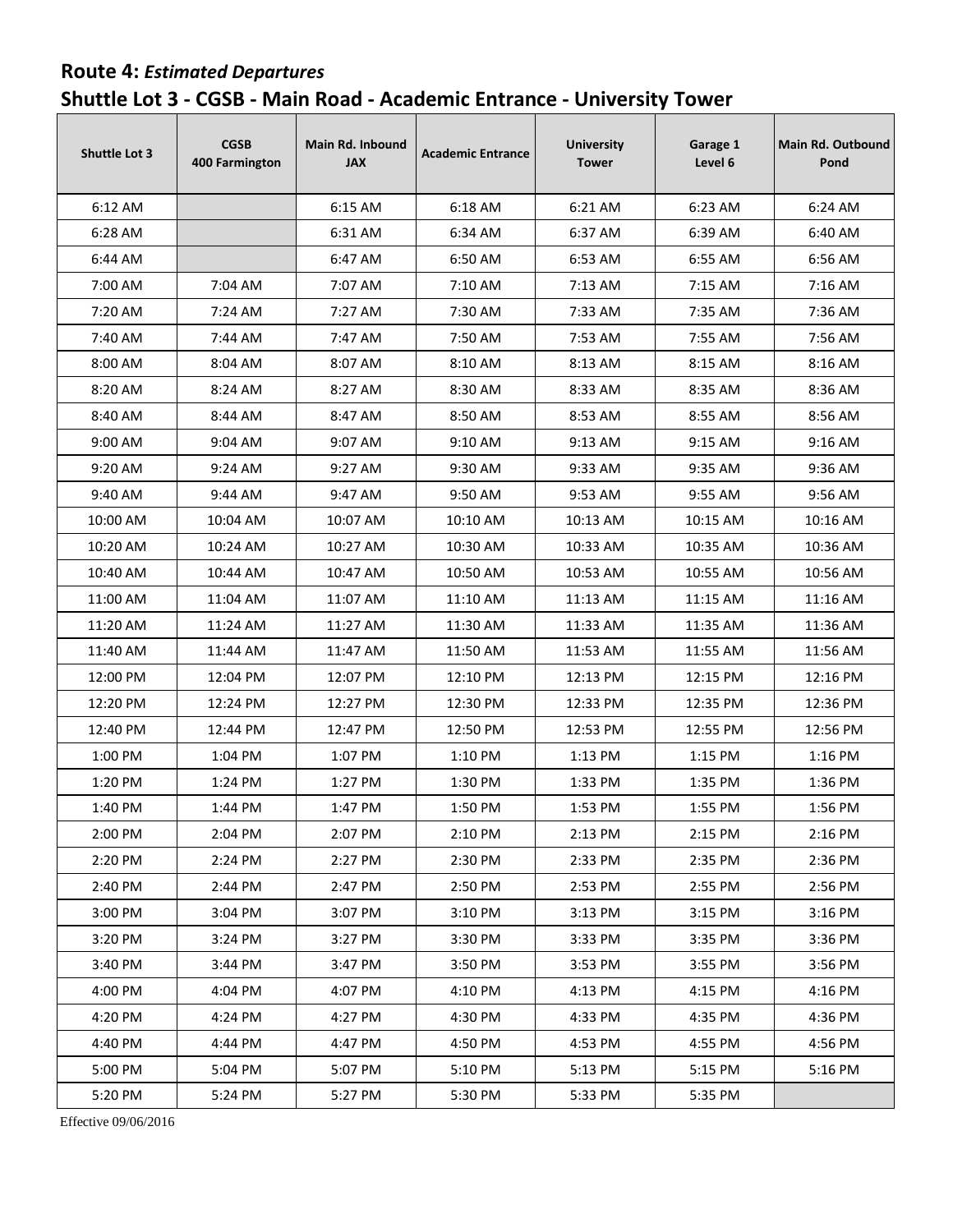## Route 4: *Estimated Departures*
## Shuttle Lot 3 - CGSB - Main Road - Academic Entrance - University Tower

| Shuttle Lot 3 | CGSB 400 Farmington | Main Rd. Inbound JAX | Academic Entrance | University Tower | Garage 1 Level 6 | Main Rd. Outbound Pond |
|---|---|---|---|---|---|---|
| 6:12 AM | | 6:15 AM | 6:18 AM | 6:21 AM | 6:23 AM | 6:24 AM |
| 6:28 AM | | 6:31 AM | 6:34 AM | 6:37 AM | 6:39 AM | 6:40 AM |
| 6:44 AM | | 6:47 AM | 6:50 AM | 6:53 AM | 6:55 AM | 6:56 AM |
| 7:00 AM | 7:04 AM | 7:07 AM | 7:10 AM | 7:13 AM | 7:15 AM | 7:16 AM |
| 7:20 AM | 7:24 AM | 7:27 AM | 7:30 AM | 7:33 AM | 7:35 AM | 7:36 AM |
| 7:40 AM | 7:44 AM | 7:47 AM | 7:50 AM | 7:53 AM | 7:55 AM | 7:56 AM |
| 8:00 AM | 8:04 AM | 8:07 AM | 8:10 AM | 8:13 AM | 8:15 AM | 8:16 AM |
| 8:20 AM | 8:24 AM | 8:27 AM | 8:30 AM | 8:33 AM | 8:35 AM | 8:36 AM |
| 8:40 AM | 8:44 AM | 8:47 AM | 8:50 AM | 8:53 AM | 8:55 AM | 8:56 AM |
| 9:00 AM | 9:04 AM | 9:07 AM | 9:10 AM | 9:13 AM | 9:15 AM | 9:16 AM |
| 9:20 AM | 9:24 AM | 9:27 AM | 9:30 AM | 9:33 AM | 9:35 AM | 9:36 AM |
| 9:40 AM | 9:44 AM | 9:47 AM | 9:50 AM | 9:53 AM | 9:55 AM | 9:56 AM |
| 10:00 AM | 10:04 AM | 10:07 AM | 10:10 AM | 10:13 AM | 10:15 AM | 10:16 AM |
| 10:20 AM | 10:24 AM | 10:27 AM | 10:30 AM | 10:33 AM | 10:35 AM | 10:36 AM |
| 10:40 AM | 10:44 AM | 10:47 AM | 10:50 AM | 10:53 AM | 10:55 AM | 10:56 AM |
| 11:00 AM | 11:04 AM | 11:07 AM | 11:10 AM | 11:13 AM | 11:15 AM | 11:16 AM |
| 11:20 AM | 11:24 AM | 11:27 AM | 11:30 AM | 11:33 AM | 11:35 AM | 11:36 AM |
| 11:40 AM | 11:44 AM | 11:47 AM | 11:50 AM | 11:53 AM | 11:55 AM | 11:56 AM |
| 12:00 PM | 12:04 PM | 12:07 PM | 12:10 PM | 12:13 PM | 12:15 PM | 12:16 PM |
| 12:20 PM | 12:24 PM | 12:27 PM | 12:30 PM | 12:33 PM | 12:35 PM | 12:36 PM |
| 12:40 PM | 12:44 PM | 12:47 PM | 12:50 PM | 12:53 PM | 12:55 PM | 12:56 PM |
| 1:00 PM | 1:04 PM | 1:07 PM | 1:10 PM | 1:13 PM | 1:15 PM | 1:16 PM |
| 1:20 PM | 1:24 PM | 1:27 PM | 1:30 PM | 1:33 PM | 1:35 PM | 1:36 PM |
| 1:40 PM | 1:44 PM | 1:47 PM | 1:50 PM | 1:53 PM | 1:55 PM | 1:56 PM |
| 2:00 PM | 2:04 PM | 2:07 PM | 2:10 PM | 2:13 PM | 2:15 PM | 2:16 PM |
| 2:20 PM | 2:24 PM | 2:27 PM | 2:30 PM | 2:33 PM | 2:35 PM | 2:36 PM |
| 2:40 PM | 2:44 PM | 2:47 PM | 2:50 PM | 2:53 PM | 2:55 PM | 2:56 PM |
| 3:00 PM | 3:04 PM | 3:07 PM | 3:10 PM | 3:13 PM | 3:15 PM | 3:16 PM |
| 3:20 PM | 3:24 PM | 3:27 PM | 3:30 PM | 3:33 PM | 3:35 PM | 3:36 PM |
| 3:40 PM | 3:44 PM | 3:47 PM | 3:50 PM | 3:53 PM | 3:55 PM | 3:56 PM |
| 4:00 PM | 4:04 PM | 4:07 PM | 4:10 PM | 4:13 PM | 4:15 PM | 4:16 PM |
| 4:20 PM | 4:24 PM | 4:27 PM | 4:30 PM | 4:33 PM | 4:35 PM | 4:36 PM |
| 4:40 PM | 4:44 PM | 4:47 PM | 4:50 PM | 4:53 PM | 4:55 PM | 4:56 PM |
| 5:00 PM | 5:04 PM | 5:07 PM | 5:10 PM | 5:13 PM | 5:15 PM | 5:16 PM |
| 5:20 PM | 5:24 PM | 5:27 PM | 5:30 PM | 5:33 PM | 5:35 PM | |

Effective 09/06/2016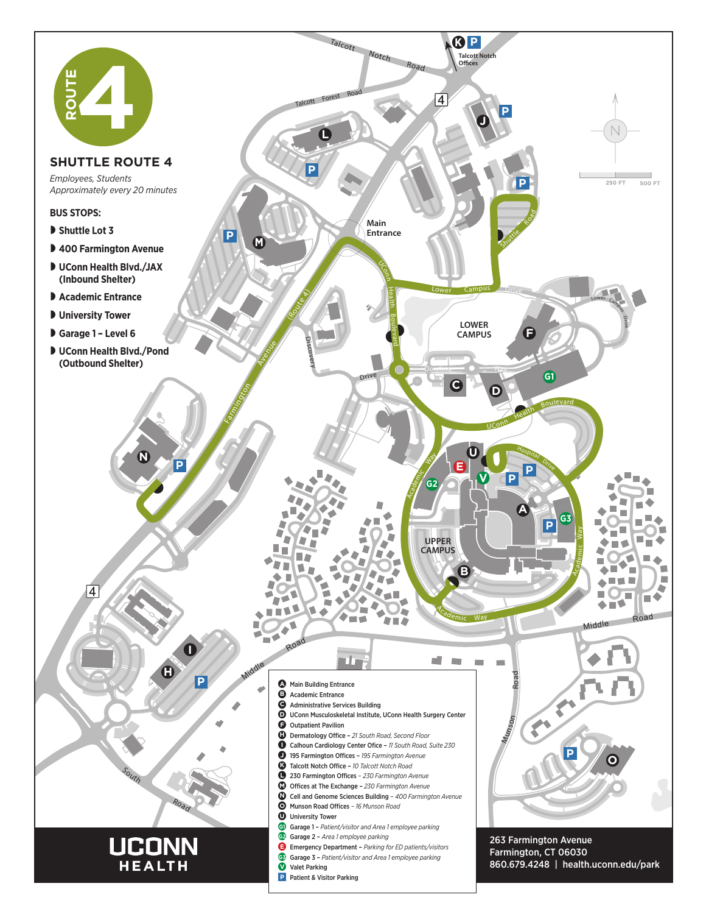# ROUTE 4

## SHUTTLE ROUTE 4

*Employees, Students*
*Approximately every 20 minutes*

**BUS STOPS:**

- **Shuttle Lot 3**
- **400 Farmington Avenue**
- **UConn Health Blvd./JAX (Inbound Shelter)**
- **Academic Entrance**
- **University Tower**
- **Garage 1 – Level 6**
- **UConn Health Blvd./Pond (Outbound Shelter)**

Talcott Notch Road
Talcott Notch Offices
Talcott Forest Road
Main Entrance
Farmington Avenue (Route 4)
UConn Health Boulevard
Lower Campus Drive
Shuttle Road
Discovery Drive
Dowling Way
LOWER CAMPUS
UPPER CAMPUS
Academic Way
Hospital Drive
Middle Road
Munson Road
South Road

250 FT 500 FT
N

- **A** Main Building Entrance
- **B** Academic Entrance
- **C** Administrative Services Building
- **D** UConn Musculoskeletal Institute, UConn Health Surgery Center
- **F** Outpatient Pavilion
- **H** Dermatology Office – *21 South Road, Second Floor*
- **I** Calhoun Cardiology Center Office – *11 South Road, Suite 230*
- **J** 195 Farmington Offices – *195 Farmington Avenue*
- **K** Talcott Notch Office – *10 Talcott Notch Road*
- **L** 230 Farmington Offices – *230 Farmington Avenue*
- **M** Offices at The Exchange – *230 Farmington Avenue*
- **N** Cell and Genome Sciences Building – *400 Farmington Avenue*
- **O** Munson Road Offices – *16 Munson Road*
- **U** University Tower
- **G1** Garage 1 – *Patient/visitor and Area 1 employee parking*
- **G2** Garage 2 – *Area 1 employee parking*
- **E** Emergency Department – *Parking for ED patients/visitors*
- **G3** Garage 3 – *Patient/visitor and Area 1 employee parking*
- **V** Valet Parking
- **P** Patient & Visitor Parking

UCONN HEALTH

263 Farmington Avenue
Farmington, CT 06030
860.679.4248 | health.uconn.edu/park